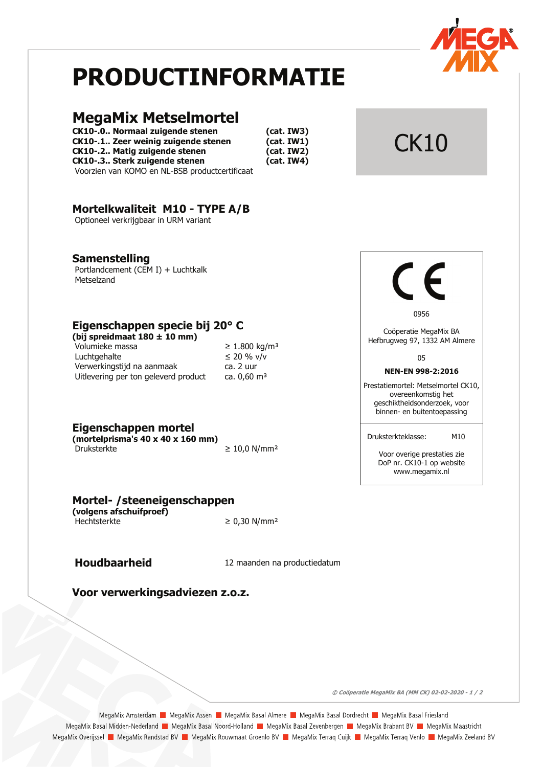# PRODUCTINFORMATIE

## MegaMix Metselmortel

**CK10-.0.. Normaal zuigende stenen** **(cat. IW3)**
**CK10-.1.. Zeer weinig zuigende stenen** **(cat. IW1)**
**CK10-.2.. Matig zuigende stenen** **(cat. IW2)**
**CK10-.3.. Sterk zuigende stenen** **(cat. IW4)**
Voorzien van KOMO en NL-BSB productcertificaat

CK10

## Mortelkwaliteit M10 - TYPE A/B

Optioneel verkrijgbaar in URM variant

## Samenstelling

Portlandcement (CEM I) + Luchtkalk
Metselzand

## Eigenschappen specie bij 20° C

**(bij spreidmaat 180 ± 10 mm)**

| | |
|---|---|
| Volumieke massa | ≥ 1.800 kg/m³ |
| Luchtgehalte | ≤ 20 % v/v |
| Verwerkingstijd na aanmaak | ca. 2 uur |
| Uitlevering per ton geleverd product | ca. 0,60 m³ |

## Eigenschappen mortel

**(mortelprisma's 40 x 40 x 160 mm)**

| | |
|---|---|
| Druksterkte | ≥ 10,0 N/mm² |

## Mortel- /steeneigenschappen

**(volgens afschuifproef)**

| | |
|---|---|
| Hechtsterkte | ≥ 0,30 N/mm² |

## Houdbaarheid

12 maanden na productiedatum

## Voor verwerkingsadviezen z.o.z.

---

CE

0956

Coöperatie MegaMix BA
Hefbrugweg 97, 1332 AM Almere

05

**NEN-EN 998-2:2016**

Prestatiemortel: Metselmortel CK10, overeenkomstig het geschiktheidsonderzoek, voor binnen- en buitentoepassing

Druksterkteklasse: M10

Voor overige prestaties zie DoP nr. CK10-1 op website www.megamix.nl

---

*© Coöperatie MegaMix BA (MM CK) 02-02-2020*

MegaMix Amsterdam ■ MegaMix Assen ■ MegaMix Basal Almere ■ MegaMix Basal Dordrecht ■ MegaMix Basal Friesland
MegaMix Basal Midden-Nederland ■ MegaMix Basal Noord-Holland ■ MegaMix Basal Zevenbergen ■ MegaMix Brabant BV ■ MegaMix Maastricht
MegaMix Overijssel ■ MegaMix Randstad BV ■ MegaMix Rouwmaat Groenlo BV ■ MegaMix Terraq Cuijk ■ MegaMix Terraq Venlo ■ MegaMix Zeeland BV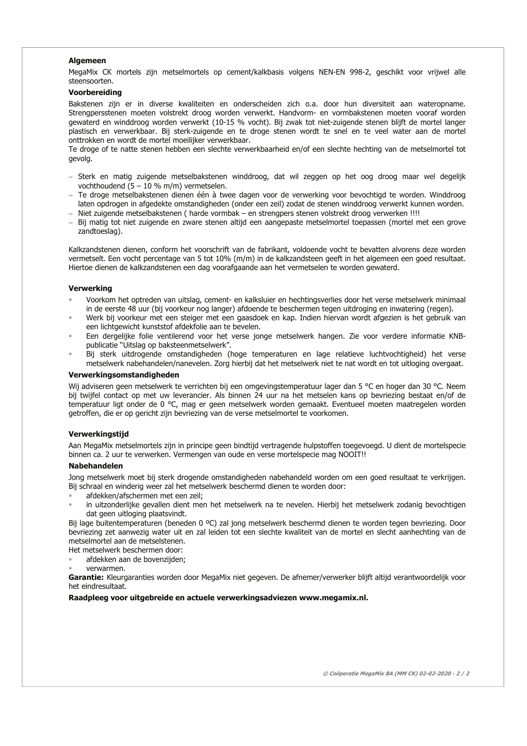**Algemeen**

MegaMix CK mortels zijn metselmortels op cement/kalkbasis volgens NEN-EN 998-2, geschikt voor vrijwel alle steensoorten.

**Voorbereiding**

Bakstenen zijn er in diverse kwaliteiten en onderscheiden zich o.a. door hun diversiteit aan wateropname. Strengpersstenen moeten volstrekt droog worden verwerkt. Handvorm- en vormbakstenen moeten vooraf worden gewaterd en winddroog worden verwerkt (10-15 % vocht). Bij zwak tot niet-zuigende stenen blijft de mortel langer plastisch en verwerkbaar. Bij sterk-zuigende en te droge stenen wordt te snel en te veel water aan de mortel onttrokken en wordt de mortel moeilijker verwerkbaar.
Te droge of te natte stenen hebben een slechte verwerkbaarheid en/of een slechte hechting van de metselmortel tot gevolg.

- Sterk en matig zuigende metselbakstenen winddroog, dat wil zeggen op het oog droog maar wel degelijk vochthoudend (5 – 10 % m/m) vermetselen.
- Te droge metselbakstenen dienen één à twee dagen voor de verwerking voor bevochtigd te worden. Winddroog laten opdrogen in afgedekte omstandigheden (onder een zeil) zodat de stenen winddroog verwerkt kunnen worden.
- Niet zuigende metselbakstenen ( harde vormbak – en strengpers stenen volstrekt droog verwerken !!!!
- Bij matig tot niet zuigende en zware stenen altijd een aangepaste metselmortel toepassen (mortel met een grove zandtoeslag).

Kalkzandstenen dienen, conform het voorschrift van de fabrikant, voldoende vocht te bevatten alvorens deze worden vermetselt. Een vocht percentage van 5 tot 10% (m/m) in de kalkzandsteen geeft in het algemeen een goed resultaat. Hiertoe dienen de kalkzandstenen een dag voorafgaande aan het vermetselen te worden gewaterd.

**Verwerking**

- Voorkom het optreden van uitslag, cement- en kalksluier en hechtingsverlies door het verse metselwerk minimaal in de eerste 48 uur (bij voorkeur nog langer) afdoende te beschermen tegen uitdroging en inwatering (regen).
- Werk bij voorkeur met een steiger met een gaasdoek en kap. Indien hiervan wordt afgezien is het gebruik van een lichtgewicht kunststof afdekfolie aan te bevelen.
- Een dergelijke folie ventilerend voor het verse jonge metselwerk hangen. Zie voor verdere informatie KNB-publicatie "Uitslag op baksteenmetselwerk".
- Bij sterk uitdrogende omstandigheden (hoge temperaturen en lage relatieve luchtvochtigheid) het verse metselwerk nabehandelen/nanevelen. Zorg hierbij dat het metselwerk niet te nat wordt en tot uitloging overgaat.

**Verwerkingsomstandigheden**

Wij adviseren geen metselwerk te verrichten bij een omgevingstemperatuur lager dan 5 °C en hoger dan 30 °C. Neem bij twijfel contact op met uw leverancier. Als binnen 24 uur na het metselen kans op bevriezing bestaat en/of de temperatuur ligt onder de 0 °C, mag er geen metselwerk worden gemaakt. Eventueel moeten maatregelen worden getroffen, die er op gericht zijn bevriezing van de verse metselmortel te voorkomen.

**Verwerkingstijd**

Aan MegaMix metselmortels zijn in principe geen bindtijd vertragende hulpstoffen toegevoegd. U dient de mortelspecie binnen ca. 2 uur te verwerken. Vermengen van oude en verse mortelspecie mag NOOIT!!

**Nabehandelen**

Jong metselwerk moet bij sterk drogende omstandigheden nabehandeld worden om een goed resultaat te verkrijgen. Bij schraal en winderig weer zal het metselwerk beschermd dienen te worden door:

- afdekken/afschermen met een zeil;
- in uitzonderlijke gevallen dient men het metselwerk na te nevelen. Hierbij het metselwerk zodanig bevochtigen dat geen uitloging plaatsvindt.

Bij lage buitentemperaturen (beneden 0 ºC) zal jong metselwerk beschermd dienen te worden tegen bevriezing. Door bevriezing zet aanwezig water uit en zal leiden tot een slechte kwaliteit van de mortel en slecht aanhechting van de metselmortel aan de metselstenen.
Het metselwerk beschermen door:

- afdekken aan de bovenzijden;
- verwarmen.

**Garantie:** Kleurgaranties worden door MegaMix niet gegeven. De afnemer/verwerker blijft altijd verantwoordelijk voor het eindresultaat.

**Raadpleeg voor uitgebreide en actuele verwerkingsadviezen www.megamix.nl.**

*© Coöperatie MegaMix BA (MM CK) 02-02-2020*